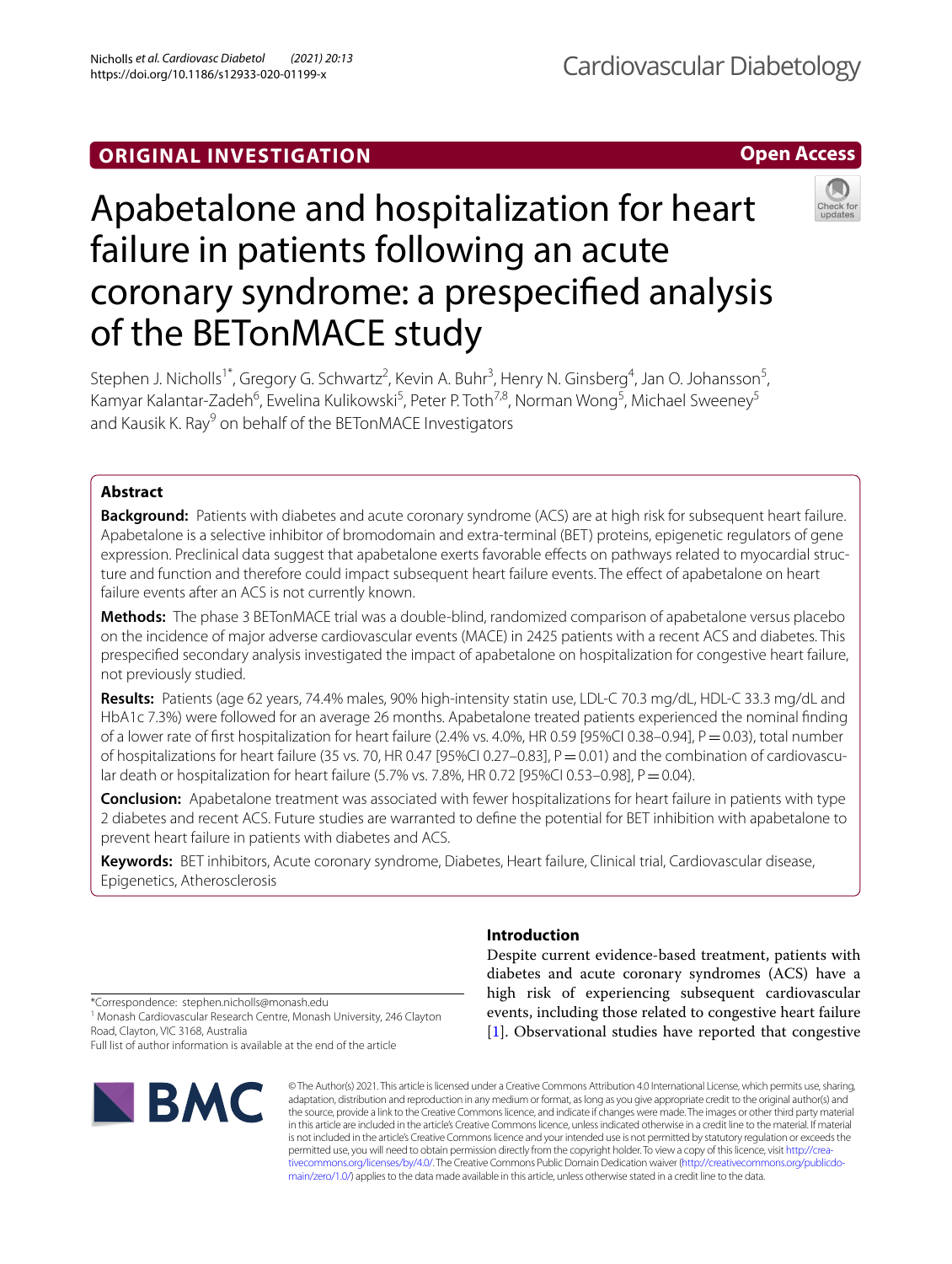## ORIGINAL INVESTIGATION

**Open Access**

# Apabetalone and hospitalization for heart failure in patients following an acute coronary syndrome: a prespecified analysis of the BETonMACE study

Stephen J. Nicholls[1*], Gregory G. Schwartz[2], Kevin A. Buhr[3], Henry N. Ginsberg[4], Jan O. Johansson[5], Kamyar Kalantar-Zadeh[6], Ewelina Kulikowski[5], Peter P. Toth[7,8], Norman Wong[5], Michael Sweeney[5] and Kausik K. Ray[9] on behalf of the BETonMACE Investigators

## Abstract

**Background:** Patients with diabetes and acute coronary syndrome (ACS) are at high risk for subsequent heart failure. Apabetalone is a selective inhibitor of bromodomain and extra-terminal (BET) proteins, epigenetic regulators of gene expression. Preclinical data suggest that apabetalone exerts favorable effects on pathways related to myocardial structure and function and therefore could impact subsequent heart failure events. The effect of apabetalone on heart failure events after an ACS is not currently known.

**Methods:** The phase 3 BETonMACE trial was a double-blind, randomized comparison of apabetalone versus placebo on the incidence of major adverse cardiovascular events (MACE) in 2425 patients with a recent ACS and diabetes. This prespecified secondary analysis investigated the impact of apabetalone on hospitalization for congestive heart failure, not previously studied.

**Results:** Patients (age 62 years, 74.4% males, 90% high-intensity statin use, LDL-C 70.3 mg/dL, HDL-C 33.3 mg/dL and HbA1c 7.3%) were followed for an average 26 months. Apabetalone treated patients experienced the nominal finding of a lower rate of first hospitalization for heart failure (2.4% vs. 4.0%, HR 0.59 [95%CI 0.38–0.94], P = 0.03), total number of hospitalizations for heart failure (35 vs. 70, HR 0.47 [95%CI 0.27–0.83], P = 0.01) and the combination of cardiovascular death or hospitalization for heart failure (5.7% vs. 7.8%, HR 0.72 [95%CI 0.53–0.98], P = 0.04).

**Conclusion:** Apabetalone treatment was associated with fewer hospitalizations for heart failure in patients with type 2 diabetes and recent ACS. Future studies are warranted to define the potential for BET inhibition with apabetalone to prevent heart failure in patients with diabetes and ACS.

**Keywords:** BET inhibitors, Acute coronary syndrome, Diabetes, Heart failure, Clinical trial, Cardiovascular disease, Epigenetics, Atherosclerosis

## Introduction

Despite current evidence-based treatment, patients with diabetes and acute coronary syndromes (ACS) have a high risk of experiencing subsequent cardiovascular events, including those related to congestive heart failure [1]. Observational studies have reported that congestive

*Correspondence: stephen.nicholls@monash.edu
[1] Monash Cardiovascular Research Centre, Monash University, 246 Clayton Road, Clayton, VIC 3168, Australia
Full list of author information is available at the end of the article

© The Author(s) 2021. This article is licensed under a Creative Commons Attribution 4.0 International License, which permits use, sharing, adaptation, distribution and reproduction in any medium or format, as long as you give appropriate credit to the original author(s) and the source, provide a link to the Creative Commons licence, and indicate if changes were made. The images or other third party material in this article are included in the article's Creative Commons licence, unless indicated otherwise in a credit line to the material. If material is not included in the article's Creative Commons licence and your intended use is not permitted by statutory regulation or exceeds the permitted use, you will need to obtain permission directly from the copyright holder. To view a copy of this licence, visit http://creativecommons.org/licenses/by/4.0/. The Creative Commons Public Domain Dedication waiver (http://creativecommons.org/publicdomain/zero/1.0/) applies to the data made available in this article, unless otherwise stated in a credit line to the data.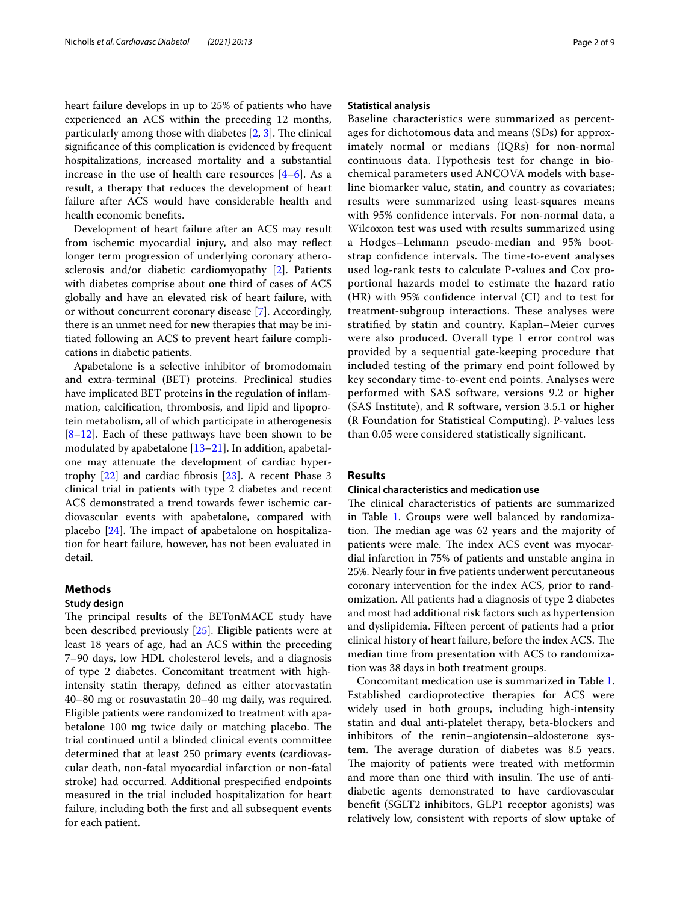heart failure develops in up to 25% of patients who have experienced an ACS within the preceding 12 months, particularly among those with diabetes [2, 3]. The clinical significance of this complication is evidenced by frequent hospitalizations, increased mortality and a substantial increase in the use of health care resources [4–6]. As a result, a therapy that reduces the development of heart failure after ACS would have considerable health and health economic benefits.

Development of heart failure after an ACS may result from ischemic myocardial injury, and also may reflect longer term progression of underlying coronary atherosclerosis and/or diabetic cardiomyopathy [2]. Patients with diabetes comprise about one third of cases of ACS globally and have an elevated risk of heart failure, with or without concurrent coronary disease [7]. Accordingly, there is an unmet need for new therapies that may be initiated following an ACS to prevent heart failure complications in diabetic patients.

Apabetalone is a selective inhibitor of bromodomain and extra-terminal (BET) proteins. Preclinical studies have implicated BET proteins in the regulation of inflammation, calcification, thrombosis, and lipid and lipoprotein metabolism, all of which participate in atherogenesis [8–12]. Each of these pathways have been shown to be modulated by apabetalone [13–21]. In addition, apabetalone may attenuate the development of cardiac hypertrophy [22] and cardiac fibrosis [23]. A recent Phase 3 clinical trial in patients with type 2 diabetes and recent ACS demonstrated a trend towards fewer ischemic cardiovascular events with apabetalone, compared with placebo [24]. The impact of apabetalone on hospitalization for heart failure, however, has not been evaluated in detail.

## Methods

### Study design

The principal results of the BETonMACE study have been described previously [25]. Eligible patients were at least 18 years of age, had an ACS within the preceding 7–90 days, low HDL cholesterol levels, and a diagnosis of type 2 diabetes. Concomitant treatment with high-intensity statin therapy, defined as either atorvastatin 40–80 mg or rosuvastatin 20–40 mg daily, was required. Eligible patients were randomized to treatment with apabetalone 100 mg twice daily or matching placebo. The trial continued until a blinded clinical events committee determined that at least 250 primary events (cardiovascular death, non-fatal myocardial infarction or non-fatal stroke) had occurred. Additional prespecified endpoints measured in the trial included hospitalization for heart failure, including both the first and all subsequent events for each patient.

### Statistical analysis

Baseline characteristics were summarized as percentages for dichotomous data and means (SDs) for approximately normal or medians (IQRs) for non-normal continuous data. Hypothesis test for change in biochemical parameters used ANCOVA models with baseline biomarker value, statin, and country as covariates; results were summarized using least-squares means with 95% confidence intervals. For non-normal data, a Wilcoxon test was used with results summarized using a Hodges–Lehmann pseudo-median and 95% bootstrap confidence intervals. The time-to-event analyses used log-rank tests to calculate P-values and Cox proportional hazards model to estimate the hazard ratio (HR) with 95% confidence interval (CI) and to test for treatment-subgroup interactions. These analyses were stratified by statin and country. Kaplan–Meier curves were also produced. Overall type 1 error control was provided by a sequential gate-keeping procedure that included testing of the primary end point followed by key secondary time-to-event end points. Analyses were performed with SAS software, versions 9.2 or higher (SAS Institute), and R software, version 3.5.1 or higher (R Foundation for Statistical Computing). P-values less than 0.05 were considered statistically significant.

## Results

### Clinical characteristics and medication use

The clinical characteristics of patients are summarized in Table 1. Groups were well balanced by randomization. The median age was 62 years and the majority of patients were male. The index ACS event was myocardial infarction in 75% of patients and unstable angina in 25%. Nearly four in five patients underwent percutaneous coronary intervention for the index ACS, prior to randomization. All patients had a diagnosis of type 2 diabetes and most had additional risk factors such as hypertension and dyslipidemia. Fifteen percent of patients had a prior clinical history of heart failure, before the index ACS. The median time from presentation with ACS to randomization was 38 days in both treatment groups.

Concomitant medication use is summarized in Table 1. Established cardioprotective therapies for ACS were widely used in both groups, including high-intensity statin and dual anti-platelet therapy, beta-blockers and inhibitors of the renin–angiotensin–aldosterone system. The average duration of diabetes was 8.5 years. The majority of patients were treated with metformin and more than one third with insulin. The use of antidiabetic agents demonstrated to have cardiovascular benefit (SGLT2 inhibitors, GLP1 receptor agonists) was relatively low, consistent with reports of slow uptake of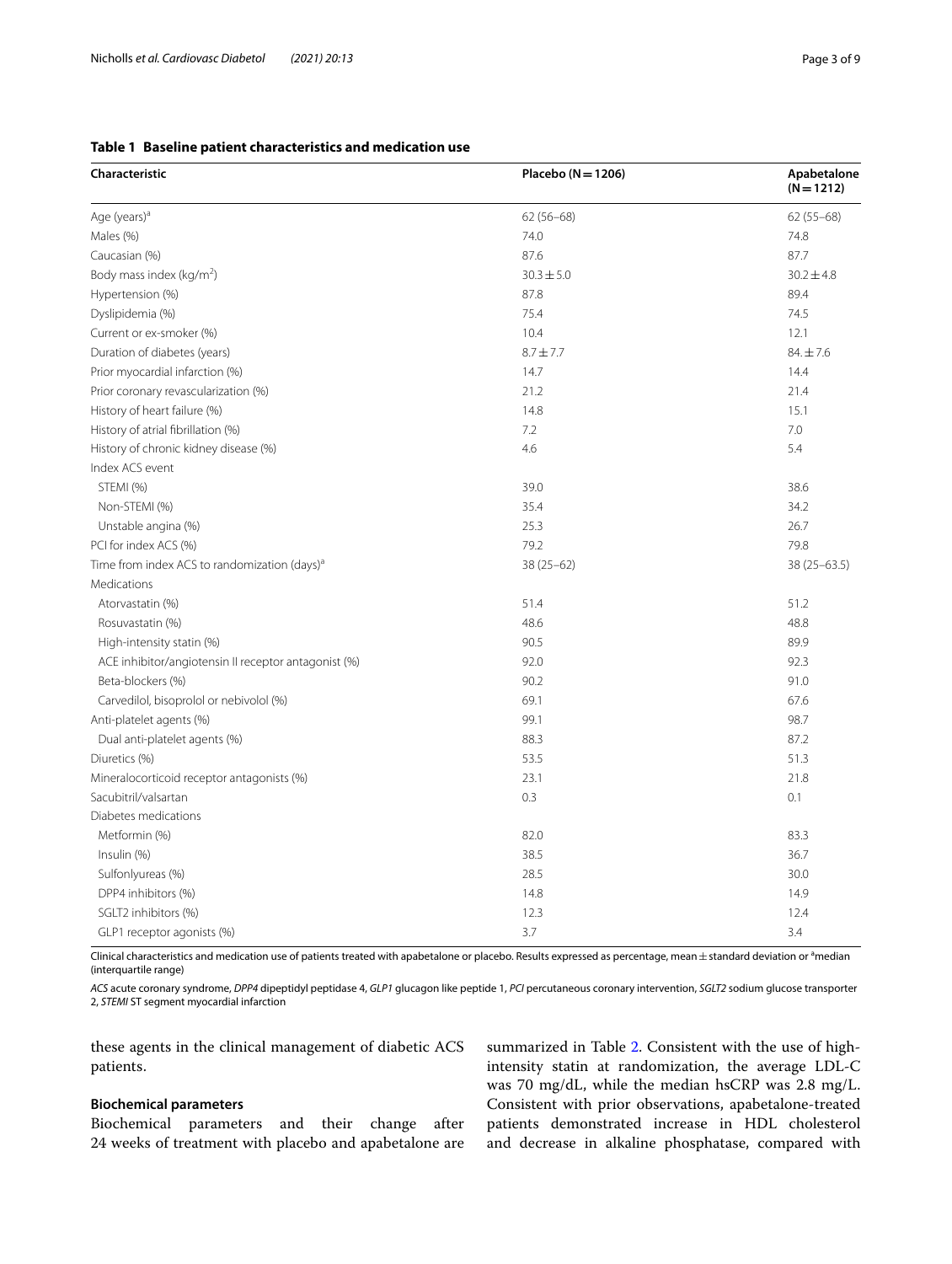**Table 1 Baseline patient characteristics and medication use**

| Characteristic | Placebo (N = 1206) | Apabetalone (N = 1212) |
|---|---|---|
| Age (years)[a] | 62 (56–68) | 62 (55–68) |
| Males (%) | 74.0 | 74.8 |
| Caucasian (%) | 87.6 | 87.7 |
| Body mass index (kg/m$^2$) | 30.3 ± 5.0 | 30.2 ± 4.8 |
| Hypertension (%) | 87.8 | 89.4 |
| Dyslipidemia (%) | 75.4 | 74.5 |
| Current or ex-smoker (%) | 10.4 | 12.1 |
| Duration of diabetes (years) | 8.7 ± 7.7 | 84. ± 7.6 |
| Prior myocardial infarction (%) | 14.7 | 14.4 |
| Prior coronary revascularization (%) | 21.2 | 21.4 |
| History of heart failure (%) | 14.8 | 15.1 |
| History of atrial fibrillation (%) | 7.2 | 7.0 |
| History of chronic kidney disease (%) | 4.6 | 5.4 |
| Index ACS event | | |
| STEMI (%) | 39.0 | 38.6 |
| Non-STEMI (%) | 35.4 | 34.2 |
| Unstable angina (%) | 25.3 | 26.7 |
| PCI for index ACS (%) | 79.2 | 79.8 |
| Time from index ACS to randomization (days)[a] | 38 (25–62) | 38 (25–63.5) |
| Medications | | |
| Atorvastatin (%) | 51.4 | 51.2 |
| Rosuvastatin (%) | 48.6 | 48.8 |
| High-intensity statin (%) | 90.5 | 89.9 |
| ACE inhibitor/angiotensin II receptor antagonist (%) | 92.0 | 92.3 |
| Beta-blockers (%) | 90.2 | 91.0 |
| Carvedilol, bisoprolol or nebivolol (%) | 69.1 | 67.6 |
| Anti-platelet agents (%) | 99.1 | 98.7 |
| Dual anti-platelet agents (%) | 88.3 | 87.2 |
| Diuretics (%) | 53.5 | 51.3 |
| Mineralocorticoid receptor antagonists (%) | 23.1 | 21.8 |
| Sacubitril/valsartan | 0.3 | 0.1 |
| Diabetes medications | | |
| Metformin (%) | 82.0 | 83.3 |
| Insulin (%) | 38.5 | 36.7 |
| Sulfonlyureas (%) | 28.5 | 30.0 |
| DPP4 inhibitors (%) | 14.8 | 14.9 |
| SGLT2 inhibitors (%) | 12.3 | 12.4 |
| GLP1 receptor agonists (%) | 3.7 | 3.4 |

Clinical characteristics and medication use of patients treated with apabetalone or placebo. Results expressed as percentage, mean ± standard deviation or [a]median (interquartile range)

*ACS* acute coronary syndrome, *DPP4* dipeptidyl peptidase 4, *GLP1* glucagon like peptide 1, *PCI* percutaneous coronary intervention, *SGLT2* sodium glucose transporter 2, *STEMI* ST segment myocardial infarction

these agents in the clinical management of diabetic ACS patients.

### Biochemical parameters

Biochemical parameters and their change after 24 weeks of treatment with placebo and apabetalone are summarized in Table 2. Consistent with the use of high-intensity statin at randomization, the average LDL-C was 70 mg/dL, while the median hsCRP was 2.8 mg/L. Consistent with prior observations, apabetalone-treated patients demonstrated increase in HDL cholesterol and decrease in alkaline phosphatase, compared with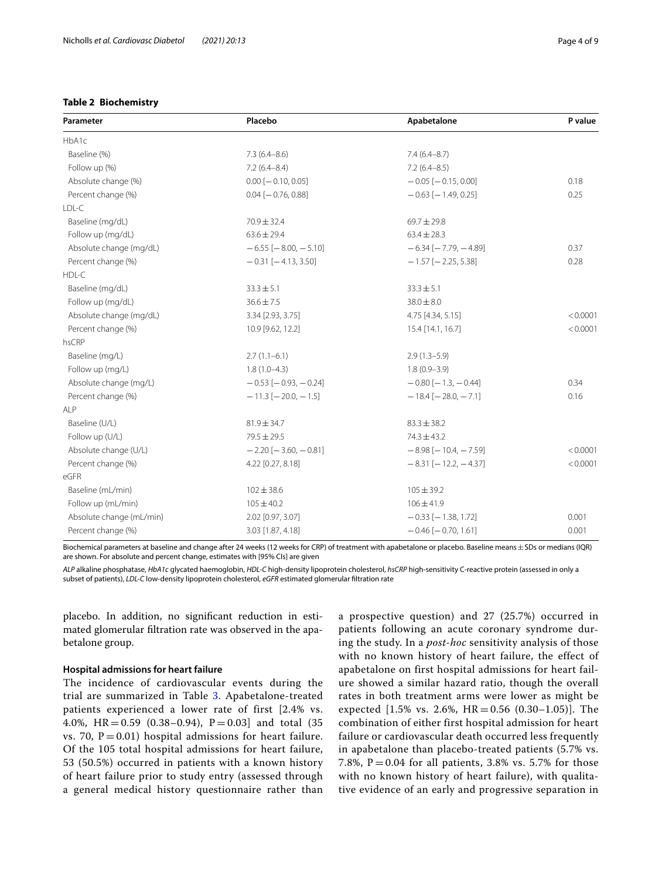**Table 2 Biochemistry**

| Parameter | Placebo | Apabetalone | P value |
|---|---|---|---|
| HbA1c | | | |
| Baseline (%) | 7.3 (6.4–8.6) | 7.4 (6.4–8.7) | |
| Follow up (%) | 7.2 (6.4–8.4) | 7.2 (6.4–8.5) | |
| Absolute change (%) | 0.00 [−0.10, 0.05] | −0.05 [−0.15, 0.00] | 0.18 |
| Percent change (%) | 0.04 [−0.76, 0.88] | −0.63 [−1.49, 0.25] | 0.25 |
| LDL-C | | | |
| Baseline (mg/dL) | 70.9 ± 32.4 | 69.7 ± 29.8 | |
| Follow up (mg/dL) | 63.6 ± 29.4 | 63.4 ± 28.3 | |
| Absolute change (mg/dL) | −6.55 [−8.00, −5.10] | −6.34 [−7.79, −4.89] | 0.37 |
| Percent change (%) | −0.31 [−4.13, 3.50] | −1.57 [−2.25, 5.38] | 0.28 |
| HDL-C | | | |
| Baseline (mg/dL) | 33.3 ± 5.1 | 33.3 ± 5.1 | |
| Follow up (mg/dL) | 36.6 ± 7.5 | 38.0 ± 8.0 | |
| Absolute change (mg/dL) | 3.34 [2.93, 3.75] | 4.75 [4.34, 5.15] | < 0.0001 |
| Percent change (%) | 10.9 [9.62, 12.2] | 15.4 [14.1, 16.7] | < 0.0001 |
| hsCRP | | | |
| Baseline (mg/L) | 2.7 (1.1–6.1) | 2.9 (1.3–5.9) | |
| Follow up (mg/L) | 1.8 (1.0–4.3) | 1.8 (0.9–3.9) | |
| Absolute change (mg/L) | −0.53 [−0.93, −0.24] | −0.80 [−1.3, −0.44] | 0.34 |
| Percent change (%) | −11.3 [−20.0, −1.5] | −18.4 [−28.0, −7.1] | 0.16 |
| ALP | | | |
| Baseline (U/L) | 81.9 ± 34.7 | 83.3 ± 38.2 | |
| Follow up (U/L) | 79.5 ± 29.5 | 74.3 ± 43.2 | |
| Absolute change (U/L) | −2.20 [−3.60, −0.81] | −8.98 [−10.4, −7.59] | < 0.0001 |
| Percent change (%) | 4.22 [0.27, 8.18] | −8.31 [−12.2, −4.37] | < 0.0001 |
| eGFR | | | |
| Baseline (mL/min) | 102 ± 38.6 | 105 ± 39.2 | |
| Follow up (mL/min) | 105 ± 40.2 | 106 ± 41.9 | |
| Absolute change (mL/min) | 2.02 [0.97, 3.07] | −0.33 [−1.38, 1.72] | 0.001 |
| Percent change (%) | 3.03 [1.87, 4.18] | −0.46 [−0.70, 1.61] | 0.001 |

Biochemical parameters at baseline and change after 24 weeks (12 weeks for CRP) of treatment with apabetalone or placebo. Baseline means ± SDs or medians (IQR) are shown. For absolute and percent change, estimates with [95% CIs] are given

*ALP* alkaline phosphatase, *HbA1c* glycated haemoglobin, *HDL-C* high-density lipoprotein cholesterol, *hsCRP* high-sensitivity C-reactive protein (assessed in only a subset of patients), *LDL-C* low-density lipoprotein cholesterol, *eGFR* estimated glomerular filtration rate

placebo. In addition, no significant reduction in estimated glomerular filtration rate was observed in the apabetalone group.

### Hospital admissions for heart failure

The incidence of cardiovascular events during the trial are summarized in Table 3. Apabetalone-treated patients experienced a lower rate of first [2.4% vs. 4.0%, HR = 0.59 (0.38–0.94), P = 0.03] and total (35 vs. 70, P = 0.01) hospital admissions for heart failure. Of the 105 total hospital admissions for heart failure, 53 (50.5%) occurred in patients with a known history of heart failure prior to study entry (assessed through a general medical history questionnaire rather than a prospective question) and 27 (25.7%) occurred in patients following an acute coronary syndrome during the study. In a *post-hoc* sensitivity analysis of those with no known history of heart failure, the effect of apabetalone on first hospital admissions for heart failure showed a similar hazard ratio, though the overall rates in both treatment arms were lower as might be expected [1.5% vs. 2.6%, HR = 0.56 (0.30–1.05)]. The combination of either first hospital admission for heart failure or cardiovascular death occurred less frequently in apabetalone than placebo-treated patients (5.7% vs. 7.8%, P = 0.04 for all patients, 3.8% vs. 5.7% for those with no known history of heart failure), with qualitative evidence of an early and progressive separation in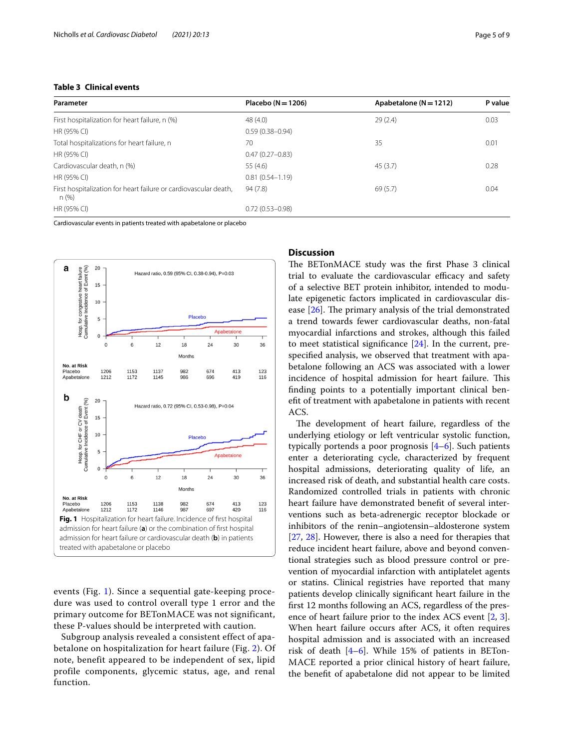**Table 3 Clinical events**

| Parameter | Placebo (N = 1206) | Apabetalone (N = 1212) | P value |
|---|---|---|---|
| First hospitalization for heart failure, n (%) | 48 (4.0) | 29 (2.4) | 0.03 |
| HR (95% CI) | 0.59 (0.38–0.94) | | |
| Total hospitalizations for heart failure, n | 70 | 35 | 0.01 |
| HR (95% CI) | 0.47 (0.27–0.83) | | |
| Cardiovascular death, n (%) | 55 (4.6) | 45 (3.7) | 0.28 |
| HR (95% CI) | 0.81 (0.54–1.19) | | |
| First hospitalization for heart failure or cardiovascular death, n (%) | 94 (7.8) | 69 (5.7) | 0.04 |
| HR (95% CI) | 0.72 (0.53–0.98) | | |

Cardiovascular events in patients treated with apabetalone or placebo

**Fig. 1** Hospitalization for heart failure. Incidence of first hospital admission for heart failure (**a**) or the combination of first hospital admission for heart failure or cardiovascular death (**b**) in patients treated with apabetalone or placebo

events (Fig. 1). Since a sequential gate-keeping procedure was used to control overall type 1 error and the primary outcome for BETonMACE was not significant, these P-values should be interpreted with caution.

Subgroup analysis revealed a consistent effect of apabetalone on hospitalization for heart failure (Fig. 2). Of note, benefit appeared to be independent of sex, lipid profile components, glycemic status, age, and renal function.

## Discussion

The BETonMACE study was the first Phase 3 clinical trial to evaluate the cardiovascular efficacy and safety of a selective BET protein inhibitor, intended to modulate epigenetic factors implicated in cardiovascular disease [26]. The primary analysis of the trial demonstrated a trend towards fewer cardiovascular deaths, non-fatal myocardial infarctions and strokes, although this failed to meet statistical significance [24]. In the current, prespecified analysis, we observed that treatment with apabetalone following an ACS was associated with a lower incidence of hospital admission for heart failure. This finding points to a potentially important clinical benefit of treatment with apabetalone in patients with recent ACS.

The development of heart failure, regardless of the underlying etiology or left ventricular systolic function, typically portends a poor prognosis [4–6]. Such patients enter a deteriorating cycle, characterized by frequent hospital admissions, deteriorating quality of life, an increased risk of death, and substantial health care costs. Randomized controlled trials in patients with chronic heart failure have demonstrated benefit of several interventions such as beta-adrenergic receptor blockade or inhibitors of the renin–angiotensin–aldosterone system [27, 28]. However, there is also a need for therapies that reduce incident heart failure, above and beyond conventional strategies such as blood pressure control or prevention of myocardial infarction with antiplatelet agents or statins. Clinical registries have reported that many patients develop clinically significant heart failure in the first 12 months following an ACS, regardless of the presence of heart failure prior to the index ACS event [2, 3]. When heart failure occurs after ACS, it often requires hospital admission and is associated with an increased risk of death [4–6]. While 15% of patients in BETonMACE reported a prior clinical history of heart failure, the benefit of apabetalone did not appear to be limited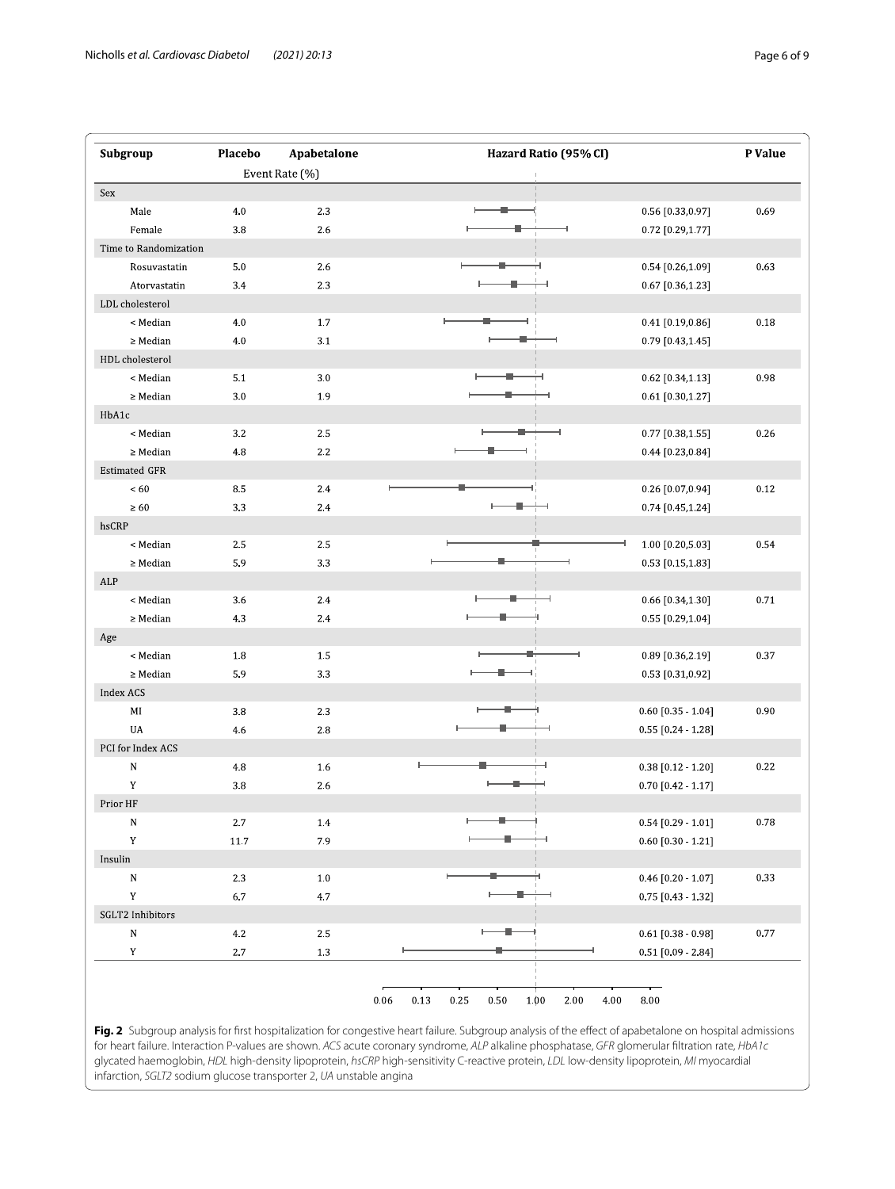| Subgroup | Placebo | Apabetalone | Hazard Ratio (95% CI) | P Value |
|---|---|---|---|---|
| | Event Rate (%) | | | |
| **Sex** | | | | |
| Male | 4.0 | 2.3 | 0.56 [0.33,0.97] | 0.69 |
| Female | 3.8 | 2.6 | 0.72 [0.29,1.77] | |
| **Time to Randomization** | | | | |
| Rosuvastatin | 5.0 | 2.6 | 0.54 [0.26,1.09] | 0.63 |
| Atorvastatin | 3.4 | 2.3 | 0.67 [0.36,1.23] | |
| **LDL cholesterol** | | | | |
| < Median | 4.0 | 1.7 | 0.41 [0.19,0.86] | 0.18 |
| ≥ Median | 4.0 | 3.1 | 0.79 [0.43,1.45] | |
| **HDL cholesterol** | | | | |
| < Median | 5.1 | 3.0 | 0.62 [0.34,1.13] | 0.98 |
| ≥ Median | 3.0 | 1.9 | 0.61 [0.30,1.27] | |
| **HbA1c** | | | | |
| < Median | 3.2 | 2.5 | 0.77 [0.38,1.55] | 0.26 |
| ≥ Median | 4.8 | 2.2 | 0.44 [0.23,0.84] | |
| **Estimated GFR** | | | | |
| < 60 | 8.5 | 2.4 | 0.26 [0.07,0.94] | 0.12 |
| ≥ 60 | 3.3 | 2.4 | 0.74 [0.45,1.24] | |
| **hsCRP** | | | | |
| < Median | 2.5 | 2.5 | 1.00 [0.20,5.03] | 0.54 |
| ≥ Median | 5.9 | 3.3 | 0.53 [0.15,1.83] | |
| **ALP** | | | | |
| < Median | 3.6 | 2.4 | 0.66 [0.34,1.30] | 0.71 |
| ≥ Median | 4.3 | 2.4 | 0.55 [0.29,1.04] | |
| **Age** | | | | |
| < Median | 1.8 | 1.5 | 0.89 [0.36,2.19] | 0.37 |
| ≥ Median | 5.9 | 3.3 | 0.53 [0.31,0.92] | |
| **Index ACS** | | | | |
| MI | 3.8 | 2.3 | 0.60 [0.35 - 1.04] | 0.90 |
| UA | 4.6 | 2.8 | 0.55 [0.24 - 1.28] | |
| **PCI for Index ACS** | | | | |
| N | 4.8 | 1.6 | 0.38 [0.12 - 1.20] | 0.22 |
| Y | 3.8 | 2.6 | 0.70 [0.42 - 1.17] | |
| **Prior HF** | | | | |
| N | 2.7 | 1.4 | 0.54 [0.29 - 1.01] | 0.78 |
| Y | 11.7 | 7.9 | 0.60 [0.30 - 1.21] | |
| **Insulin** | | | | |
| N | 2.3 | 1.0 | 0.46 [0.20 - 1.07] | 0.33 |
| Y | 6.7 | 4.7 | 0.75 [0.43 - 1.32] | |
| **SGLT2 Inhibitors** | | | | |
| N | 4.2 | 2.5 | 0.61 [0.38 - 0.98] | 0.77 |
| Y | 2.7 | 1.3 | 0.51 [0.09 - 2.84] | |

Axis: 0.06 0.13 0.25 0.50 1.00 2.00 4.00 8.00

**Fig. 2** Subgroup analysis for first hospitalization for congestive heart failure. Subgroup analysis of the effect of apabetalone on hospital admissions for heart failure. Interaction P-values are shown. *ACS* acute coronary syndrome, *ALP* alkaline phosphatase, *GFR* glomerular filtration rate, *HbA1c* glycated haemoglobin, *HDL* high-density lipoprotein, *hsCRP* high-sensitivity C-reactive protein, *LDL* low-density lipoprotein, *MI* myocardial infarction, *SGLT2* sodium glucose transporter 2, *UA* unstable angina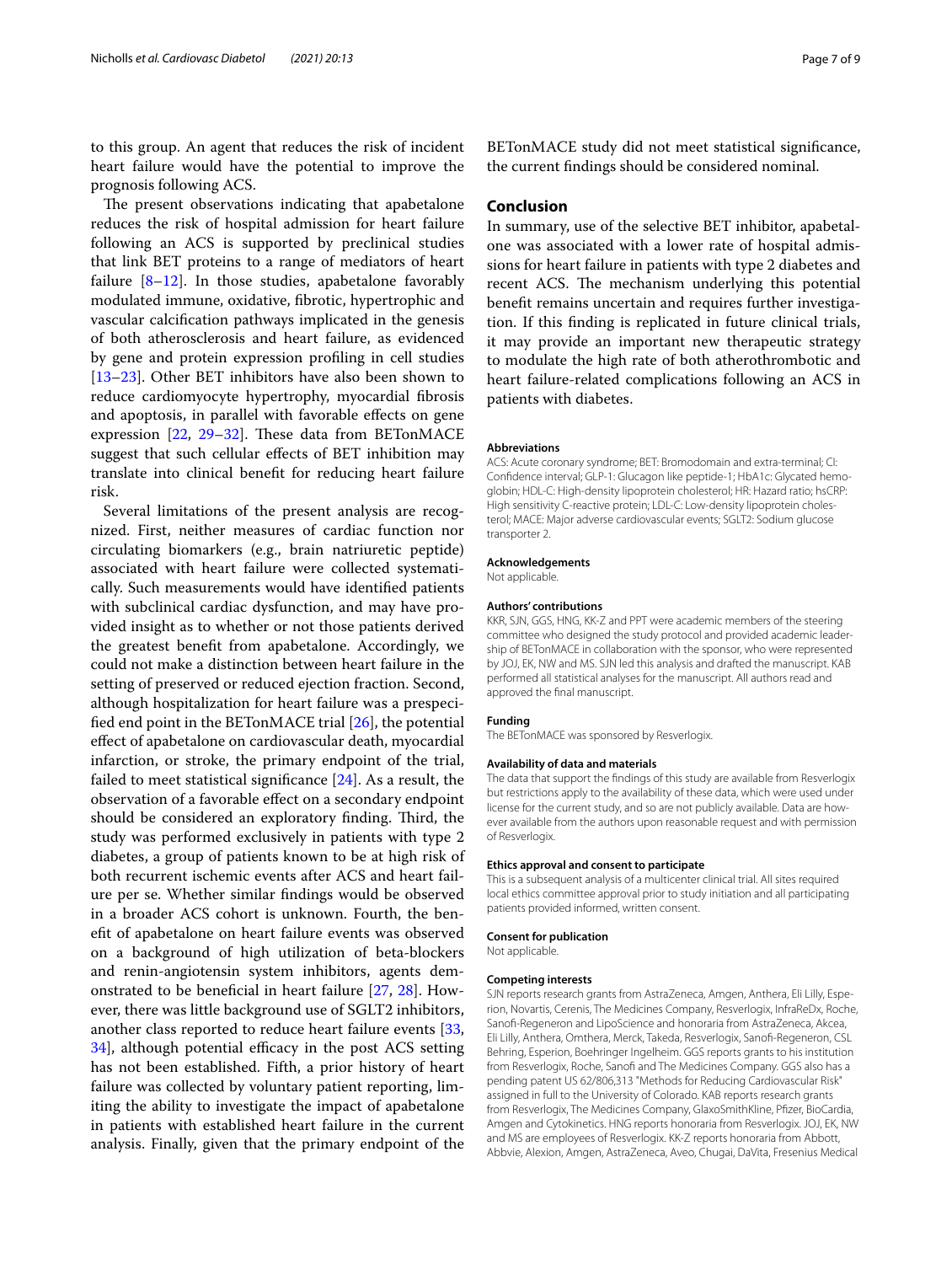to this group. An agent that reduces the risk of incident heart failure would have the potential to improve the prognosis following ACS.

The present observations indicating that apabetalone reduces the risk of hospital admission for heart failure following an ACS is supported by preclinical studies that link BET proteins to a range of mediators of heart failure [8–12]. In those studies, apabetalone favorably modulated immune, oxidative, fibrotic, hypertrophic and vascular calcification pathways implicated in the genesis of both atherosclerosis and heart failure, as evidenced by gene and protein expression profiling in cell studies [13–23]. Other BET inhibitors have also been shown to reduce cardiomyocyte hypertrophy, myocardial fibrosis and apoptosis, in parallel with favorable effects on gene expression [22, 29–32]. These data from BETonMACE suggest that such cellular effects of BET inhibition may translate into clinical benefit for reducing heart failure risk.

Several limitations of the present analysis are recognized. First, neither measures of cardiac function nor circulating biomarkers (e.g., brain natriuretic peptide) associated with heart failure were collected systematically. Such measurements would have identified patients with subclinical cardiac dysfunction, and may have provided insight as to whether or not those patients derived the greatest benefit from apabetalone. Accordingly, we could not make a distinction between heart failure in the setting of preserved or reduced ejection fraction. Second, although hospitalization for heart failure was a prespecified end point in the BETonMACE trial [26], the potential effect of apabetalone on cardiovascular death, myocardial infarction, or stroke, the primary endpoint of the trial, failed to meet statistical significance [24]. As a result, the observation of a favorable effect on a secondary endpoint should be considered an exploratory finding. Third, the study was performed exclusively in patients with type 2 diabetes, a group of patients known to be at high risk of both recurrent ischemic events after ACS and heart failure per se. Whether similar findings would be observed in a broader ACS cohort is unknown. Fourth, the benefit of apabetalone on heart failure events was observed on a background of high utilization of beta-blockers and renin-angiotensin system inhibitors, agents demonstrated to be beneficial in heart failure [27, 28]. However, there was little background use of SGLT2 inhibitors, another class reported to reduce heart failure events [33, 34], although potential efficacy in the post ACS setting has not been established. Fifth, a prior history of heart failure was collected by voluntary patient reporting, limiting the ability to investigate the impact of apabetalone in patients with established heart failure in the current analysis. Finally, given that the primary endpoint of the BETonMACE study did not meet statistical significance, the current findings should be considered nominal.

## Conclusion

In summary, use of the selective BET inhibitor, apabetalone was associated with a lower rate of hospital admissions for heart failure in patients with type 2 diabetes and recent ACS. The mechanism underlying this potential benefit remains uncertain and requires further investigation. If this finding is replicated in future clinical trials, it may provide an important new therapeutic strategy to modulate the high rate of both atherothrombotic and heart failure-related complications following an ACS in patients with diabetes.

#### Abbreviations

ACS: Acute coronary syndrome; BET: Bromodomain and extra-terminal; CI: Confidence interval; GLP-1: Glucagon like peptide-1; HbA1c: Glycated hemoglobin; HDL-C: High-density lipoprotein cholesterol; HR: Hazard ratio; hsCRP: High sensitivity C-reactive protein; LDL-C: Low-density lipoprotein cholesterol; MACE: Major adverse cardiovascular events; SGLT2: Sodium glucose transporter 2.

#### Acknowledgements

Not applicable.

#### Authors' contributions

KKR, SJN, GGS, HNG, KK-Z and PPT were academic members of the steering committee who designed the study protocol and provided academic leadership of BETonMACE in collaboration with the sponsor, who were represented by JOJ, EK, NW and MS. SJN led this analysis and drafted the manuscript. KAB performed all statistical analyses for the manuscript. All authors read and approved the final manuscript.

#### Funding

The BETonMACE was sponsored by Resverlogix.

#### Availability of data and materials

The data that support the findings of this study are available from Resverlogix but restrictions apply to the availability of these data, which were used under license for the current study, and so are not publicly available. Data are however available from the authors upon reasonable request and with permission of Resverlogix.

#### Ethics approval and consent to participate

This is a subsequent analysis of a multicenter clinical trial. All sites required local ethics committee approval prior to study initiation and all participating patients provided informed, written consent.

#### Consent for publication

Not applicable.

#### Competing interests

SJN reports research grants from AstraZeneca, Amgen, Anthera, Eli Lilly, Esperion, Novartis, Cerenis, The Medicines Company, Resverlogix, InfraReDx, Roche, Sanofi-Regeneron and LipoScience and honoraria from AstraZeneca, Akcea, Eli Lilly, Anthera, Omthera, Merck, Takeda, Resverlogix, Sanofi-Regeneron, CSL Behring, Esperion, Boehringer Ingelheim. GGS reports grants to his institution from Resverlogix, Roche, Sanofi and The Medicines Company. GGS also has a pending patent US 62/806,313 "Methods for Reducing Cardiovascular Risk" assigned in full to the University of Colorado. KAB reports research grants from Resverlogix, The Medicines Company, GlaxoSmithKline, Pfizer, BioCardia, Amgen and Cytokinetics. HNG reports honoraria from Resverlogix. JOJ, EK, NW and MS are employees of Resverlogix. KK-Z reports honoraria from Abbott, Abbvie, Alexion, Amgen, AstraZeneca, Aveo, Chugai, DaVita, Fresenius Medical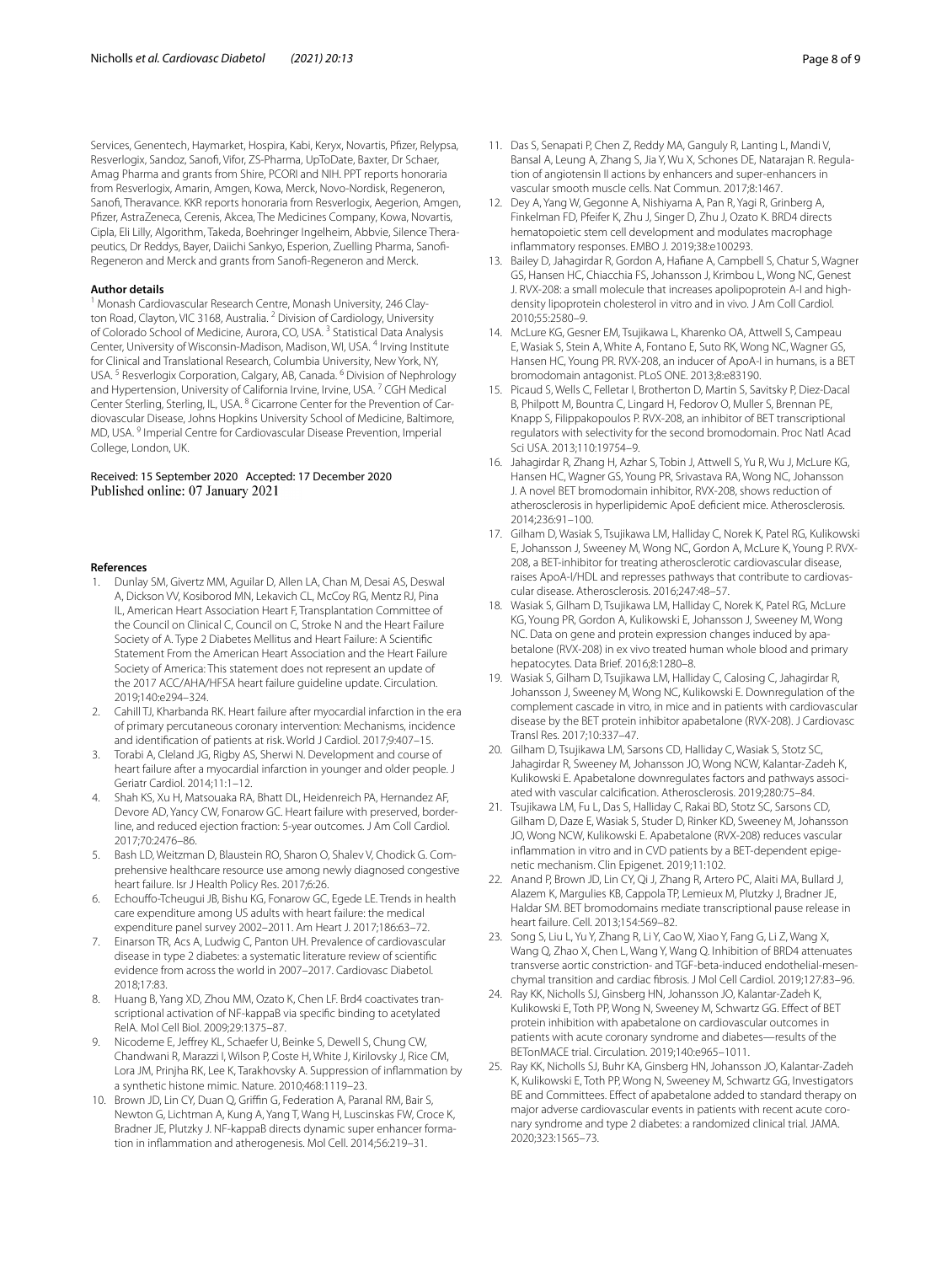Services, Genentech, Haymarket, Hospira, Kabi, Keryx, Novartis, Pfizer, Relypsa, Resverlogix, Sandoz, Sanofi, Vifor, ZS-Pharma, UpToDate, Baxter, Dr Schaer, Amag Pharma and grants from Shire, PCORI and NIH. PPT reports honoraria from Resverlogix, Amarin, Amgen, Kowa, Merck, Novo-Nordisk, Regeneron, Sanofi, Theravance. KKR reports honoraria from Resverlogix, Aegerion, Amgen, Pfizer, AstraZeneca, Cerenis, Akcea, The Medicines Company, Kowa, Novartis, Cipla, Eli Lilly, Algorithm, Takeda, Boehringer Ingelheim, Abbvie, Silence Therapeutics, Dr Reddys, Bayer, Daiichi Sankyo, Esperion, Zuelling Pharma, Sanofi-Regeneron and Merck and grants from Sanofi-Regeneron and Merck.

#### Author details

[1] Monash Cardiovascular Research Centre, Monash University, 246 Clayton Road, Clayton, VIC 3168, Australia. [2] Division of Cardiology, University of Colorado School of Medicine, Aurora, CO, USA. [3] Statistical Data Analysis Center, University of Wisconsin-Madison, Madison, WI, USA. [4] Irving Institute for Clinical and Translational Research, Columbia University, New York, NY, USA. [5] Resverlogix Corporation, Calgary, AB, Canada. [6] Division of Nephrology and Hypertension, University of California Irvine, Irvine, USA. [7] CGH Medical Center Sterling, Sterling, IL, USA. [8] Cicarrone Center for the Prevention of Cardiovascular Disease, Johns Hopkins University School of Medicine, Baltimore, MD, USA. [9] Imperial Centre for Cardiovascular Disease Prevention, Imperial College, London, UK.

Received: 15 September 2020 Accepted: 17 December 2020
Published online: 07 January 2021

#### References

1. Dunlay SM, Givertz MM, Aguilar D, Allen LA, Chan M, Desai AS, Deswal A, Dickson VV, Kosiborod MN, Lekavich CL, McCoy RG, Mentz RJ, Pina IL, American Heart Association Heart F, Transplantation Committee of the Council on Clinical C, Council on C, Stroke N and the Heart Failure Society of A. Type 2 Diabetes Mellitus and Heart Failure: A Scientific Statement From the American Heart Association and the Heart Failure Society of America: This statement does not represent an update of the 2017 ACC/AHA/HFSA heart failure guideline update. Circulation. 2019;140:e294–324.
2. Cahill TJ, Kharbanda RK. Heart failure after myocardial infarction in the era of primary percutaneous coronary intervention: Mechanisms, incidence and identification of patients at risk. World J Cardiol. 2017;9:407–15.
3. Torabi A, Cleland JG, Rigby AS, Sherwi N. Development and course of heart failure after a myocardial infarction in younger and older people. J Geriatr Cardiol. 2014;11:1–12.
4. Shah KS, Xu H, Matsouaka RA, Bhatt DL, Heidenreich PA, Hernandez AF, Devore AD, Yancy CW, Fonarow GC. Heart failure with preserved, borderline, and reduced ejection fraction: 5-year outcomes. J Am Coll Cardiol. 2017;70:2476–86.
5. Bash LD, Weitzman D, Blaustein RO, Sharon O, Shalev V, Chodick G. Comprehensive healthcare resource use among newly diagnosed congestive heart failure. Isr J Health Policy Res. 2017;6:26.
6. Echouffo-Tcheugui JB, Bishu KG, Fonarow GC, Egede LE. Trends in health care expenditure among US adults with heart failure: the medical expenditure panel survey 2002–2011. Am Heart J. 2017;186:63–72.
7. Einarson TR, Acs A, Ludwig C, Panton UH. Prevalence of cardiovascular disease in type 2 diabetes: a systematic literature review of scientific evidence from across the world in 2007–2017. Cardiovasc Diabetol. 2018;17:83.
8. Huang B, Yang XD, Zhou MM, Ozato K, Chen LF. Brd4 coactivates transcriptional activation of NF-kappaB via specific binding to acetylated RelA. Mol Cell Biol. 2009;29:1375–87.
9. Nicodeme E, Jeffrey KL, Schaefer U, Beinke S, Dewell S, Chung CW, Chandwani R, Marazzi I, Wilson P, Coste H, White J, Kirilovsky J, Rice CM, Lora JM, Prinjha RK, Lee K, Tarakhovsky A. Suppression of inflammation by a synthetic histone mimic. Nature. 2010;468:1119–23.
10. Brown JD, Lin CY, Duan Q, Griffin G, Federation A, Paranal RM, Bair S, Newton G, Lichtman A, Kung A, Yang T, Wang H, Luscinskas FW, Croce K, Bradner JE, Plutzky J. NF-kappaB directs dynamic super enhancer formation in inflammation and atherogenesis. Mol Cell. 2014;56:219–31.
11. Das S, Senapati P, Chen Z, Reddy MA, Ganguly R, Lanting L, Mandi V, Bansal A, Leung A, Zhang S, Jia Y, Wu X, Schones DE, Natarajan R. Regulation of angiotensin II actions by enhancers and super-enhancers in vascular smooth muscle cells. Nat Commun. 2017;8:1467.
12. Dey A, Yang W, Gegonne A, Nishiyama A, Pan R, Yagi R, Grinberg A, Finkelman FD, Pfeifer K, Zhu J, Singer D, Zhu J, Ozato K. BRD4 directs hematopoietic stem cell development and modulates macrophage inflammatory responses. EMBO J. 2019;38:e100293.
13. Bailey D, Jahagirdar R, Gordon A, Hafiane A, Campbell S, Chatur S, Wagner GS, Hansen HC, Chiacchia FS, Johansson J, Krimbou L, Wong NC, Genest J. RVX-208: a small molecule that increases apolipoprotein A-I and high-density lipoprotein cholesterol in vitro and in vivo. J Am Coll Cardiol. 2010;55:2580–9.
14. McLure KG, Gesner EM, Tsujikawa L, Kharenko OA, Attwell S, Campeau E, Wasiak S, Stein A, White A, Fontano E, Suto RK, Wong NC, Wagner GS, Hansen HC, Young PR. RVX-208, an inducer of ApoA-I in humans, is a BET bromodomain antagonist. PLoS ONE. 2013;8:e83190.
15. Picaud S, Wells C, Felletar I, Brotherton D, Martin S, Savitsky P, Diez-Dacal B, Philpott M, Bountra C, Lingard H, Fedorov O, Muller S, Brennan PE, Knapp S, Filippakopoulos P. RVX-208, an inhibitor of BET transcriptional regulators with selectivity for the second bromodomain. Proc Natl Acad Sci USA. 2013;110:19754–9.
16. Jahagirdar R, Zhang H, Azhar S, Tobin J, Attwell S, Yu R, Wu J, McLure KG, Hansen HC, Wagner GS, Young PR, Srivastava RA, Wong NC, Johansson J. A novel BET bromodomain inhibitor, RVX-208, shows reduction of atherosclerosis in hyperlipidemic ApoE deficient mice. Atherosclerosis. 2014;236:91–100.
17. Gilham D, Wasiak S, Tsujikawa LM, Halliday C, Norek K, Patel RG, Kulikowski E, Johansson J, Sweeney M, Wong NC, Gordon A, McLure K, Young P. RVX-208, a BET-inhibitor for treating atherosclerotic cardiovascular disease, raises ApoA-I/HDL and represses pathways that contribute to cardiovascular disease. Atherosclerosis. 2016;247:48–57.
18. Wasiak S, Gilham D, Tsujikawa LM, Halliday C, Norek K, Patel RG, McLure KG, Young PR, Gordon A, Kulikowski E, Johansson J, Sweeney M, Wong NC. Data on gene and protein expression changes induced by apabetalone (RVX-208) in ex vivo treated human whole blood and primary hepatocytes. Data Brief. 2016;8:1280–8.
19. Wasiak S, Gilham D, Tsujikawa LM, Halliday C, Calosing C, Jahagirdar R, Johansson J, Sweeney M, Wong NC, Kulikowski E. Downregulation of the complement cascade in vitro, in mice and in patients with cardiovascular disease by the BET protein inhibitor apabetalone (RVX-208). J Cardiovasc Transl Res. 2017;10:337–47.
20. Gilham D, Tsujikawa LM, Sarsons CD, Halliday C, Wasiak S, Stotz SC, Jahagirdar R, Sweeney M, Johansson JO, Wong NCW, Kalantar-Zadeh K, Kulikowski E. Apabetalone downregulates factors and pathways associated with vascular calcification. Atherosclerosis. 2019;280:75–84.
21. Tsujikawa LM, Fu L, Das S, Halliday C, Rakai BD, Stotz SC, Sarsons CD, Gilham D, Daze E, Wasiak S, Studer D, Rinker KD, Sweeney M, Johansson JO, Wong NCW, Kulikowski E. Apabetalone (RVX-208) reduces vascular inflammation in vitro and in CVD patients by a BET-dependent epigenetic mechanism. Clin Epigenet. 2019;11:102.
22. Anand P, Brown JD, Lin CY, Qi J, Zhang R, Artero PC, Alaiti MA, Bullard J, Alazem K, Margulies KB, Cappola TP, Lemieux M, Plutzky J, Bradner JE, Haldar SM. BET bromodomains mediate transcriptional pause release in heart failure. Cell. 2013;154:569–82.
23. Song S, Liu L, Yu Y, Zhang R, Li Y, Cao W, Xiao Y, Fang G, Li Z, Wang X, Wang Q, Zhao X, Chen L, Wang Y, Wang Q. Inhibition of BRD4 attenuates transverse aortic constriction- and TGF-beta-induced endothelial-mesenchymal transition and cardiac fibrosis. J Mol Cell Cardiol. 2019;127:83–96.
24. Ray KK, Nicholls SJ, Ginsberg HN, Johansson JO, Kalantar-Zadeh K, Kulikowski E, Toth PP, Wong N, Sweeney M, Schwartz GG. Effect of BET protein inhibition with apabetalone on cardiovascular outcomes in patients with acute coronary syndrome and diabetes—results of the BETonMACE trial. Circulation. 2019;140:e965–1011.
25. Ray KK, Nicholls SJ, Buhr KA, Ginsberg HN, Johansson JO, Kalantar-Zadeh K, Kulikowski E, Toth PP, Wong N, Sweeney M, Schwartz GG, Investigators BE and Committees. Effect of apabetalone added to standard therapy on major adverse cardiovascular events in patients with recent acute coronary syndrome and type 2 diabetes: a randomized clinical trial. JAMA. 2020;323:1565–73.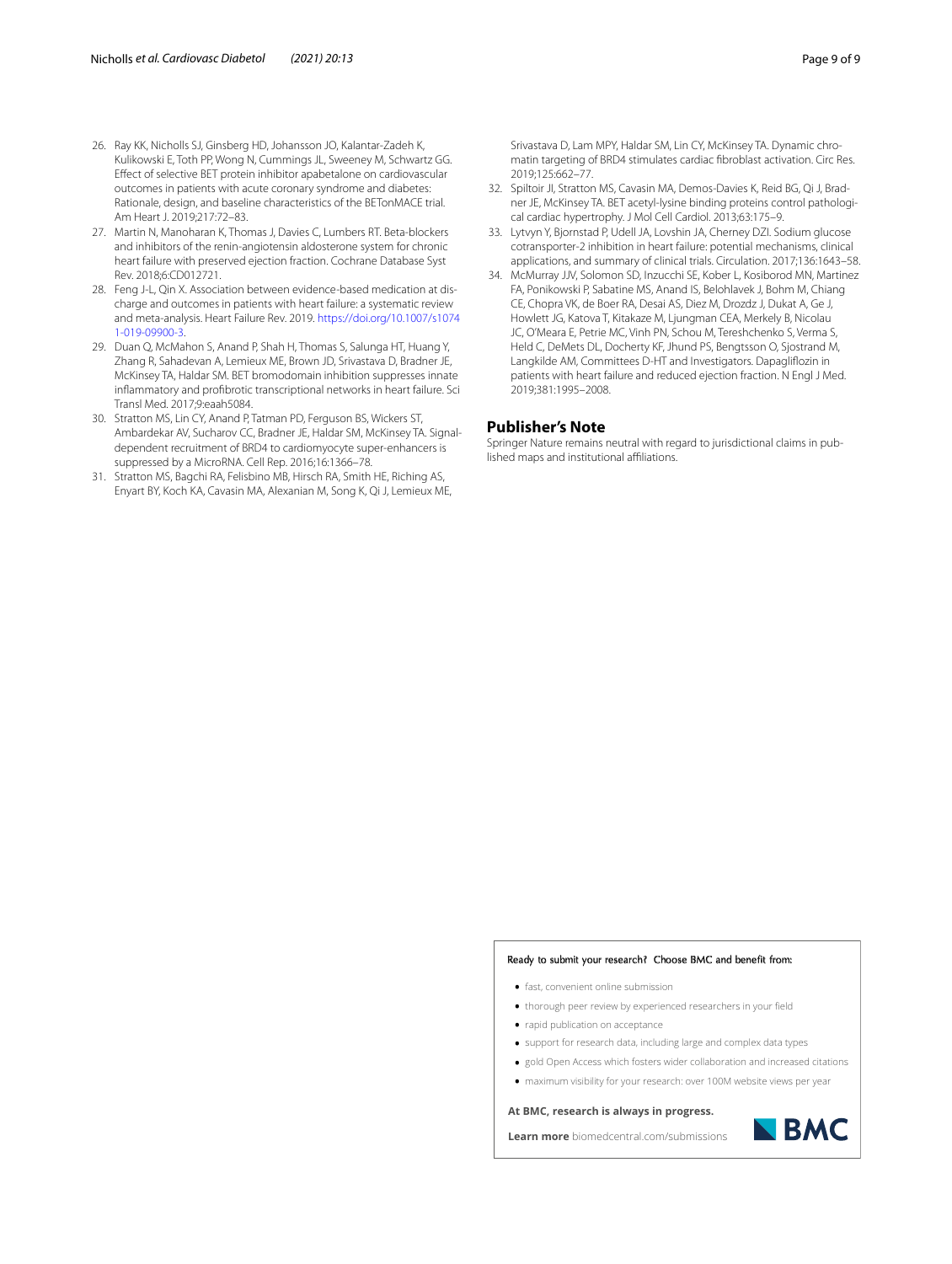26. Ray KK, Nicholls SJ, Ginsberg HD, Johansson JO, Kalantar-Zadeh K, Kulikowski E, Toth PP, Wong N, Cummings JL, Sweeney M, Schwartz GG. Effect of selective BET protein inhibitor apabetalone on cardiovascular outcomes in patients with acute coronary syndrome and diabetes: Rationale, design, and baseline characteristics of the BETonMACE trial. Am Heart J. 2019;217:72–83.
27. Martin N, Manoharan K, Thomas J, Davies C, Lumbers RT. Beta-blockers and inhibitors of the renin-angiotensin aldosterone system for chronic heart failure with preserved ejection fraction. Cochrane Database Syst Rev. 2018;6:CD012721.
28. Feng J-L, Qin X. Association between evidence-based medication at discharge and outcomes in patients with heart failure: a systematic review and meta-analysis. Heart Failure Rev. 2019. https://doi.org/10.1007/s10741-019-09900-3.
29. Duan Q, McMahon S, Anand P, Shah H, Thomas S, Salunga HT, Huang Y, Zhang R, Sahadevan A, Lemieux ME, Brown JD, Srivastava D, Bradner JE, McKinsey TA, Haldar SM. BET bromodomain inhibition suppresses innate inflammatory and profibrotic transcriptional networks in heart failure. Sci Transl Med. 2017;9:eaah5084.
30. Stratton MS, Lin CY, Anand P, Tatman PD, Ferguson BS, Wickers ST, Ambardekar AV, Sucharov CC, Bradner JE, Haldar SM, McKinsey TA. Signal-dependent recruitment of BRD4 to cardiomyocyte super-enhancers is suppressed by a MicroRNA. Cell Rep. 2016;16:1366–78.
31. Stratton MS, Bagchi RA, Felisbino MB, Hirsch RA, Smith HE, Riching AS, Enyart BY, Koch KA, Cavasin MA, Alexanian M, Song K, Qi J, Lemieux ME, Srivastava D, Lam MPY, Haldar SM, Lin CY, McKinsey TA. Dynamic chromatin targeting of BRD4 stimulates cardiac fibroblast activation. Circ Res. 2019;125:662–77.
32. Spiltoir JI, Stratton MS, Cavasin MA, Demos-Davies K, Reid BG, Qi J, Bradner JE, McKinsey TA. BET acetyl-lysine binding proteins control pathological cardiac hypertrophy. J Mol Cell Cardiol. 2013;63:175–9.
33. Lytvyn Y, Bjornstad P, Udell JA, Lovshin JA, Cherney DZI. Sodium glucose cotransporter-2 inhibition in heart failure: potential mechanisms, clinical applications, and summary of clinical trials. Circulation. 2017;136:1643–58.
34. McMurray JJV, Solomon SD, Inzucchi SE, Kober L, Kosiborod MN, Martinez FA, Ponikowski P, Sabatine MS, Anand IS, Belohlavek J, Bohm M, Chiang CE, Chopra VK, de Boer RA, Desai AS, Diez M, Drozdz J, Dukat A, Ge J, Howlett JG, Katova T, Kitakaze M, Ljungman CEA, Merkely B, Nicolau JC, O'Meara E, Petrie MC, Vinh PN, Schou M, Tereshchenko S, Verma S, Held C, DeMets DL, Docherty KF, Jhund PS, Bengtsson O, Sjostrand M, Langkilde AM, Committees D-HT and Investigators. Dapagliflozin in patients with heart failure and reduced ejection fraction. N Engl J Med. 2019;381:1995–2008.

## Publisher's Note

Springer Nature remains neutral with regard to jurisdictional claims in published maps and institutional affiliations.

Ready to submit your research? Choose BMC and benefit from:

- fast, convenient online submission
- thorough peer review by experienced researchers in your field
- rapid publication on acceptance
- support for research data, including large and complex data types
- gold Open Access which fosters wider collaboration and increased citations
- maximum visibility for your research: over 100M website views per year

**At BMC, research is always in progress.**

**Learn more** biomedcentral.com/submissions

BMC